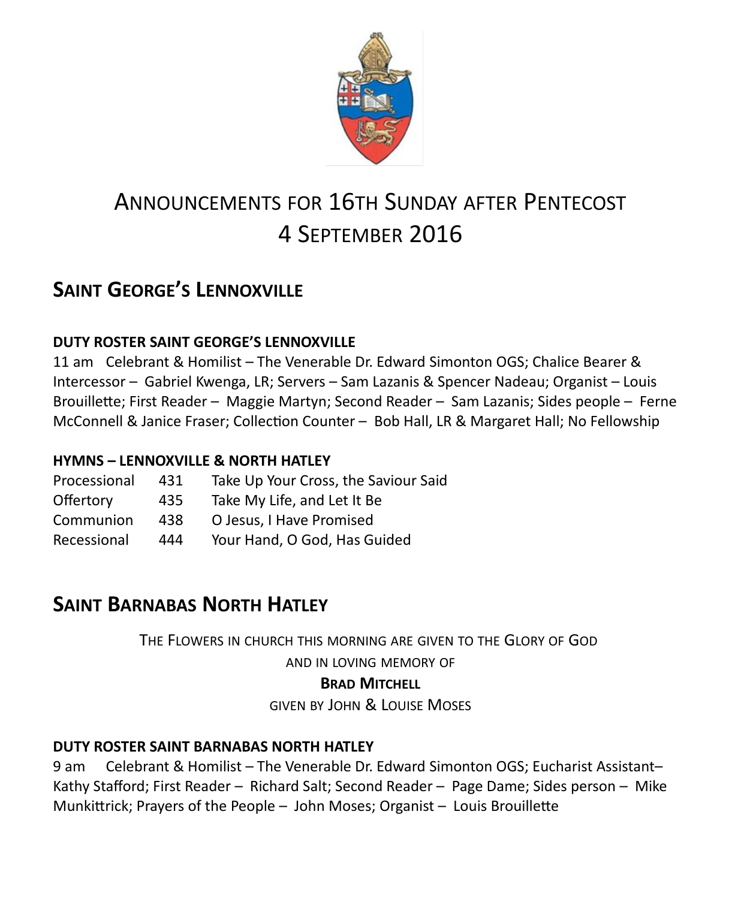# Announcements for 16th Sunday after Pentecost
# 4 September 2016

## Saint George's Lennoxville

**DUTY ROSTER SAINT GEORGE'S LENNOXVILLE**

11 am Celebrant & Homilist – The Venerable Dr. Edward Simonton OGS; Chalice Bearer & Intercessor – Gabriel Kwenga, LR; Servers – Sam Lazanis & Spencer Nadeau; Organist – Louis Brouillette; First Reader – Maggie Martyn; Second Reader – Sam Lazanis; Sides people – Ferne McConnell & Janice Fraser; Collection Counter – Bob Hall, LR & Margaret Hall; No Fellowship

**HYMNS – LENNOXVILLE & NORTH HATLEY**

| | | |
|---|---|---|
| Processional | 431 | Take Up Your Cross, the Saviour Said |
| Offertory | 435 | Take My Life, and Let It Be |
| Communion | 438 | O Jesus, I Have Promised |
| Recessional | 444 | Your Hand, O God, Has Guided |

## Saint Barnabas North Hatley

The Flowers in church this morning are given to the Glory of God
and in loving memory of
**Brad Mitchell**
given by John & Louise Moses

**DUTY ROSTER SAINT BARNABAS NORTH HATLEY**

9 am Celebrant & Homilist – The Venerable Dr. Edward Simonton OGS; Eucharist Assistant– Kathy Stafford; First Reader – Richard Salt; Second Reader – Page Dame; Sides person – Mike Munkittrick; Prayers of the People – John Moses; Organist – Louis Brouillette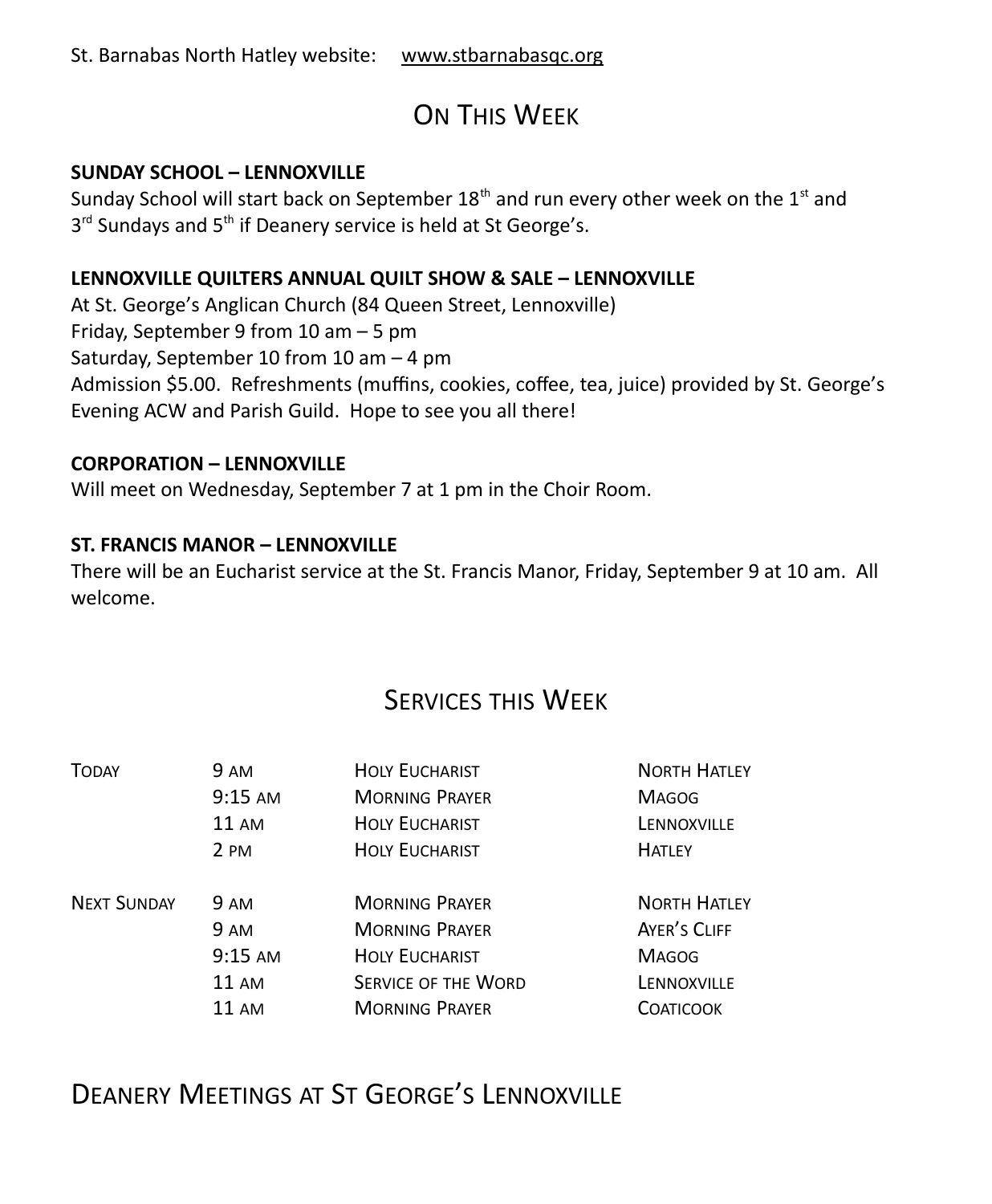St. Barnabas North Hatley website: www.stbarnabasqc.org

## On This Week

**SUNDAY SCHOOL – LENNOXVILLE**

Sunday School will start back on September 18th and run every other week on the 1st and 3rd Sundays and 5th if Deanery service is held at St George's.

**LENNOXVILLE QUILTERS ANNUAL QUILT SHOW & SALE – LENNOXVILLE**

At St. George's Anglican Church (84 Queen Street, Lennoxville)
Friday, September 9 from 10 am – 5 pm
Saturday, September 10 from 10 am – 4 pm
Admission $5.00. Refreshments (muffins, cookies, coffee, tea, juice) provided by St. George's Evening ACW and Parish Guild. Hope to see you all there!

**CORPORATION – LENNOXVILLE**

Will meet on Wednesday, September 7 at 1 pm in the Choir Room.

**ST. FRANCIS MANOR – LENNOXVILLE**

There will be an Eucharist service at the St. Francis Manor, Friday, September 9 at 10 am. All welcome.

## Services this Week

| | | | |
|---|---|---|---|
| Today | 9 am | Holy Eucharist | North Hatley |
| | 9:15 am | Morning Prayer | Magog |
| | 11 am | Holy Eucharist | Lennoxville |
| | 2 pm | Holy Eucharist | Hatley |
| Next Sunday | 9 am | Morning Prayer | North Hatley |
| | 9 am | Morning Prayer | Ayer's Cliff |
| | 9:15 am | Holy Eucharist | Magog |
| | 11 am | Service of the Word | Lennoxville |
| | 11 am | Morning Prayer | Coaticook |

## Deanery Meetings at St George's Lennoxville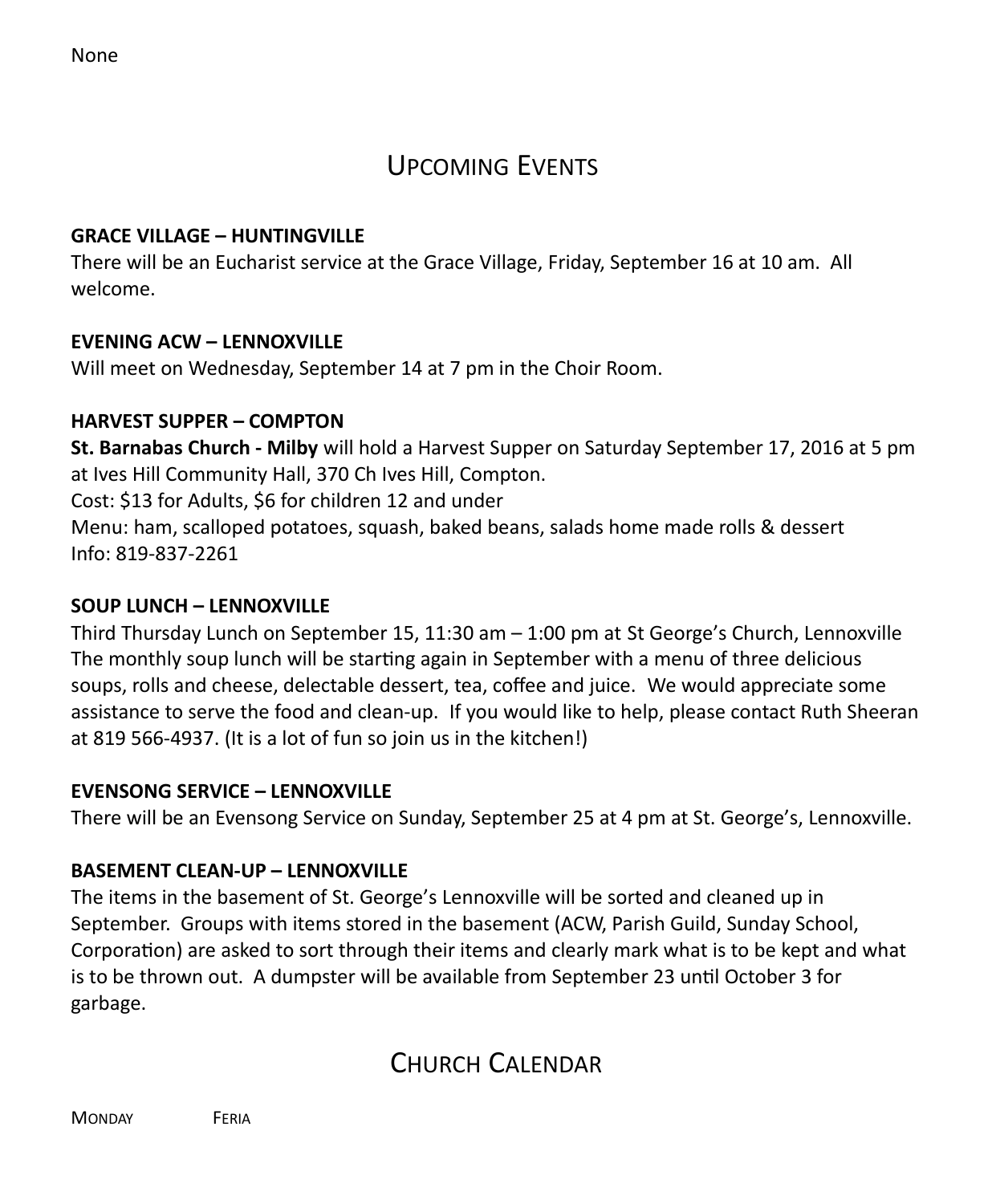None

# Upcoming Events

**GRACE VILLAGE – HUNTINGVILLE**
There will be an Eucharist service at the Grace Village, Friday, September 16 at 10 am. All welcome.

**EVENING ACW – LENNOXVILLE**
Will meet on Wednesday, September 14 at 7 pm in the Choir Room.

**HARVEST SUPPER – COMPTON**
**St. Barnabas Church - Milby** will hold a Harvest Supper on Saturday September 17, 2016 at 5 pm at Ives Hill Community Hall, 370 Ch Ives Hill, Compton.
Cost: $13 for Adults, $6 for children 12 and under
Menu: ham, scalloped potatoes, squash, baked beans, salads home made rolls & dessert
Info: 819-837-2261

**SOUP LUNCH – LENNOXVILLE**
Third Thursday Lunch on September 15, 11:30 am – 1:00 pm at St George's Church, Lennoxville
The monthly soup lunch will be starting again in September with a menu of three delicious soups, rolls and cheese, delectable dessert, tea, coffee and juice. We would appreciate some assistance to serve the food and clean-up. If you would like to help, please contact Ruth Sheeran at 819 566-4937. (It is a lot of fun so join us in the kitchen!)

**EVENSONG SERVICE – LENNOXVILLE**
There will be an Evensong Service on Sunday, September 25 at 4 pm at St. George's, Lennoxville.

**BASEMENT CLEAN-UP – LENNOXVILLE**
The items in the basement of St. George's Lennoxville will be sorted and cleaned up in September. Groups with items stored in the basement (ACW, Parish Guild, Sunday School, Corporation) are asked to sort through their items and clearly mark what is to be kept and what is to be thrown out. A dumpster will be available from September 23 until October 3 for garbage.

# Church Calendar

Monday Feria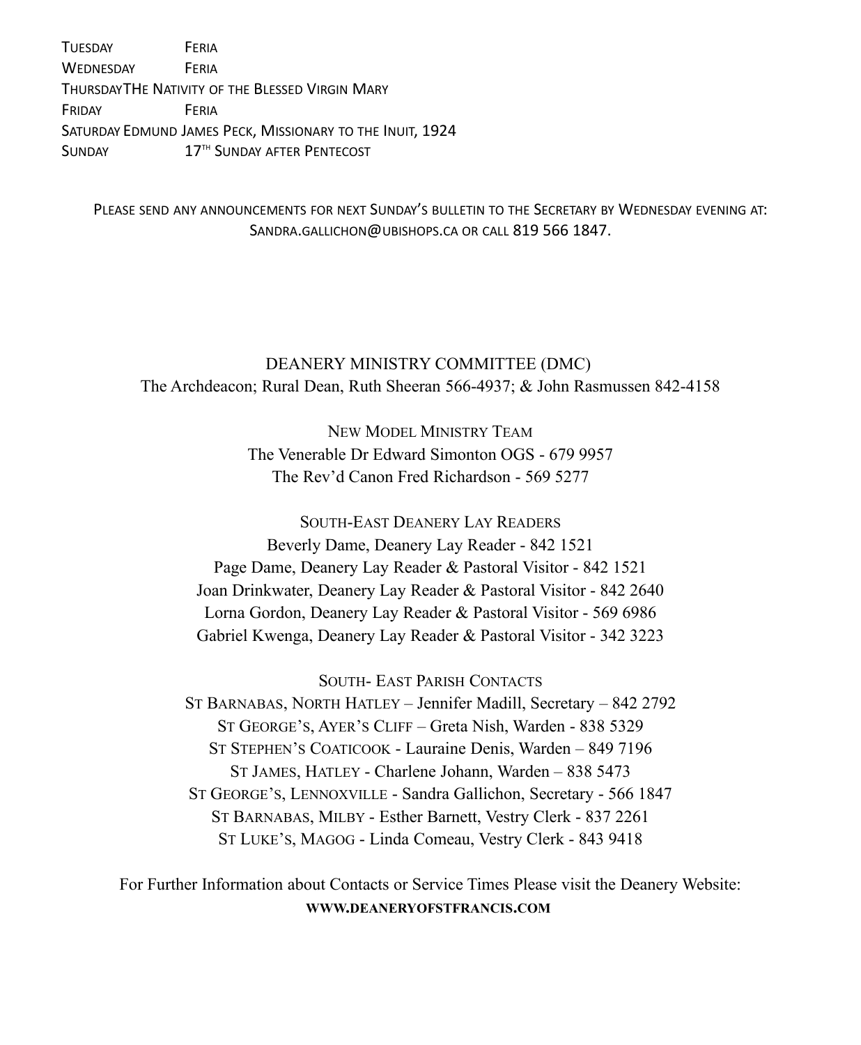| | |
|---|---|
| Tuesday | Feria |
| Wednesday | Feria |
| Thursday | The Nativity of the Blessed Virgin Mary |
| Friday | Feria |
| Saturday | Edmund James Peck, Missionary to the Inuit, 1924 |
| Sunday | 17th Sunday after Pentecost |

Please send any announcements for next Sunday's bulletin to the Secretary by Wednesday evening at: Sandra.gallichon@ubishops.ca or call 819 566 1847.

DEANERY MINISTRY COMMITTEE (DMC)
The Archdeacon; Rural Dean, Ruth Sheeran 566-4937; & John Rasmussen 842-4158

New Model Ministry Team
The Venerable Dr Edward Simonton OGS - 679 9957
The Rev'd Canon Fred Richardson - 569 5277

South-East Deanery Lay Readers
Beverly Dame, Deanery Lay Reader - 842 1521
Page Dame, Deanery Lay Reader & Pastoral Visitor - 842 1521
Joan Drinkwater, Deanery Lay Reader & Pastoral Visitor - 842 2640
Lorna Gordon, Deanery Lay Reader & Pastoral Visitor - 569 6986
Gabriel Kwenga, Deanery Lay Reader & Pastoral Visitor - 342 3223

South- East Parish Contacts
St Barnabas, North Hatley – Jennifer Madill, Secretary – 842 2792
St George's, Ayer's Cliff – Greta Nish, Warden - 838 5329
St Stephen's Coaticook - Lauraine Denis, Warden – 849 7196
St James, Hatley - Charlene Johann, Warden – 838 5473
St George's, Lennoxville - Sandra Gallichon, Secretary - 566 1847
St Barnabas, Milby - Esther Barnett, Vestry Clerk - 837 2261
St Luke's, Magog - Linda Comeau, Vestry Clerk - 843 9418

For Further Information about Contacts or Service Times Please visit the Deanery Website:
**WWW.DEANERYOFSTFRANCIS.COM**